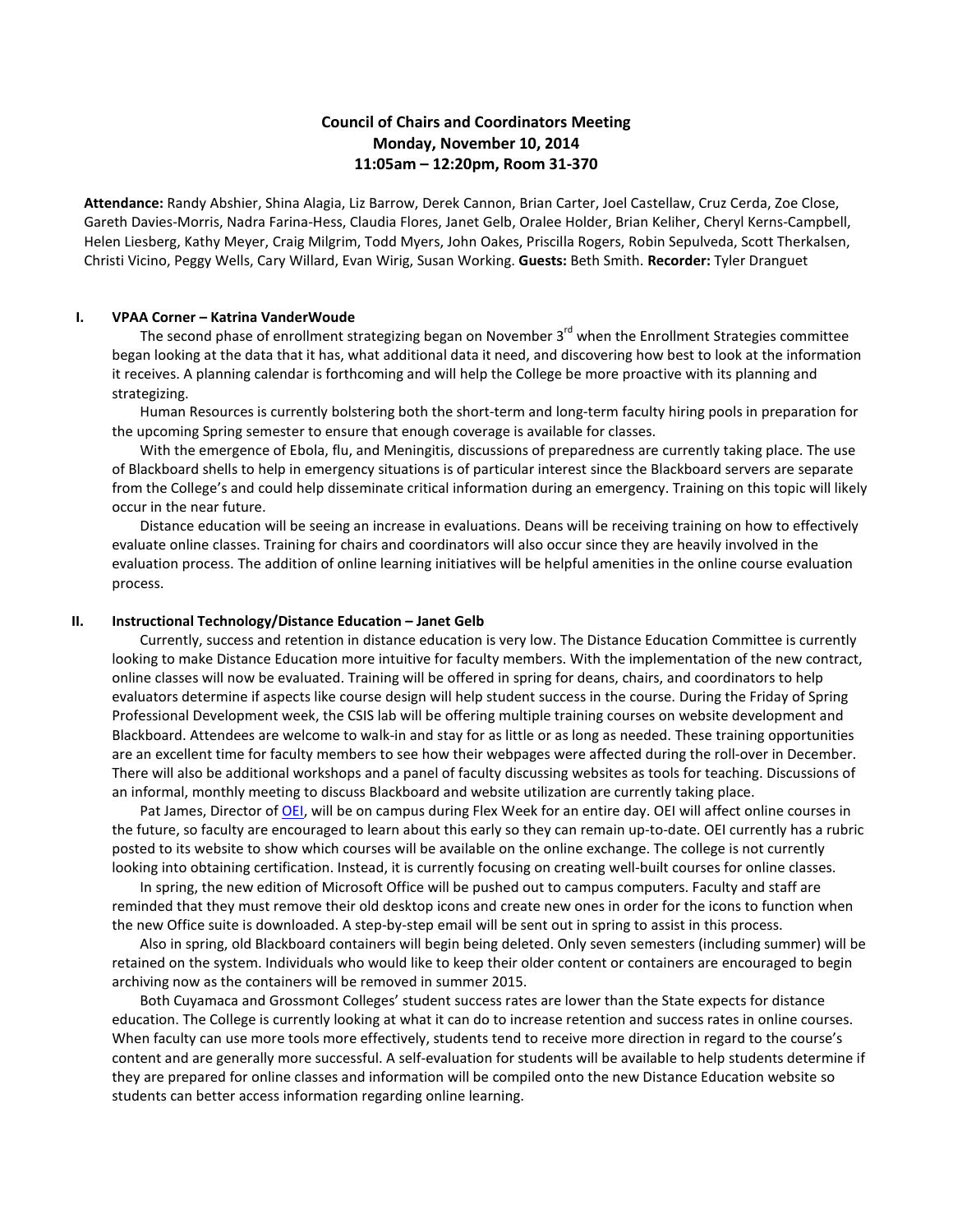# Council of Chairs and Coordinators Meeting
## Monday, November 10, 2014
## 11:05am – 12:20pm, Room 31-370

**Attendance:** Randy Abshier, Shina Alagia, Liz Barrow, Derek Cannon, Brian Carter, Joel Castellaw, Cruz Cerda, Zoe Close, Gareth Davies-Morris, Nadra Farina-Hess, Claudia Flores, Janet Gelb, Oralee Holder, Brian Keliher, Cheryl Kerns-Campbell, Helen Liesberg, Kathy Meyer, Craig Milgrim, Todd Myers, John Oakes, Priscilla Rogers, Robin Sepulveda, Scott Therkalsen, Christi Vicino, Peggy Wells, Cary Willard, Evan Wirig, Susan Working. **Guests:** Beth Smith. **Recorder:** Tyler Dranguet

### I. VPAA Corner – Katrina VanderWoude

The second phase of enrollment strategizing began on November 3rd when the Enrollment Strategies committee began looking at the data that it has, what additional data it need, and discovering how best to look at the information it receives. A planning calendar is forthcoming and will help the College be more proactive with its planning and strategizing.

Human Resources is currently bolstering both the short-term and long-term faculty hiring pools in preparation for the upcoming Spring semester to ensure that enough coverage is available for classes.

With the emergence of Ebola, flu, and Meningitis, discussions of preparedness are currently taking place. The use of Blackboard shells to help in emergency situations is of particular interest since the Blackboard servers are separate from the College's and could help disseminate critical information during an emergency. Training on this topic will likely occur in the near future.

Distance education will be seeing an increase in evaluations. Deans will be receiving training on how to effectively evaluate online classes. Training for chairs and coordinators will also occur since they are heavily involved in the evaluation process. The addition of online learning initiatives will be helpful amenities in the online course evaluation process.

### II. Instructional Technology/Distance Education – Janet Gelb

Currently, success and retention in distance education is very low. The Distance Education Committee is currently looking to make Distance Education more intuitive for faculty members. With the implementation of the new contract, online classes will now be evaluated. Training will be offered in spring for deans, chairs, and coordinators to help evaluators determine if aspects like course design will help student success in the course. During the Friday of Spring Professional Development week, the CSIS lab will be offering multiple training courses on website development and Blackboard. Attendees are welcome to walk-in and stay for as little or as long as needed. These training opportunities are an excellent time for faculty members to see how their webpages were affected during the roll-over in December. There will also be additional workshops and a panel of faculty discussing websites as tools for teaching. Discussions of an informal, monthly meeting to discuss Blackboard and website utilization are currently taking place.

Pat James, Director of OEI, will be on campus during Flex Week for an entire day. OEI will affect online courses in the future, so faculty are encouraged to learn about this early so they can remain up-to-date. OEI currently has a rubric posted to its website to show which courses will be available on the online exchange. The college is not currently looking into obtaining certification. Instead, it is currently focusing on creating well-built courses for online classes.

In spring, the new edition of Microsoft Office will be pushed out to campus computers. Faculty and staff are reminded that they must remove their old desktop icons and create new ones in order for the icons to function when the new Office suite is downloaded. A step-by-step email will be sent out in spring to assist in this process.

Also in spring, old Blackboard containers will begin being deleted. Only seven semesters (including summer) will be retained on the system. Individuals who would like to keep their older content or containers are encouraged to begin archiving now as the containers will be removed in summer 2015.

Both Cuyamaca and Grossmont Colleges' student success rates are lower than the State expects for distance education. The College is currently looking at what it can do to increase retention and success rates in online courses. When faculty can use more tools more effectively, students tend to receive more direction in regard to the course's content and are generally more successful. A self-evaluation for students will be available to help students determine if they are prepared for online classes and information will be compiled onto the new Distance Education website so students can better access information regarding online learning.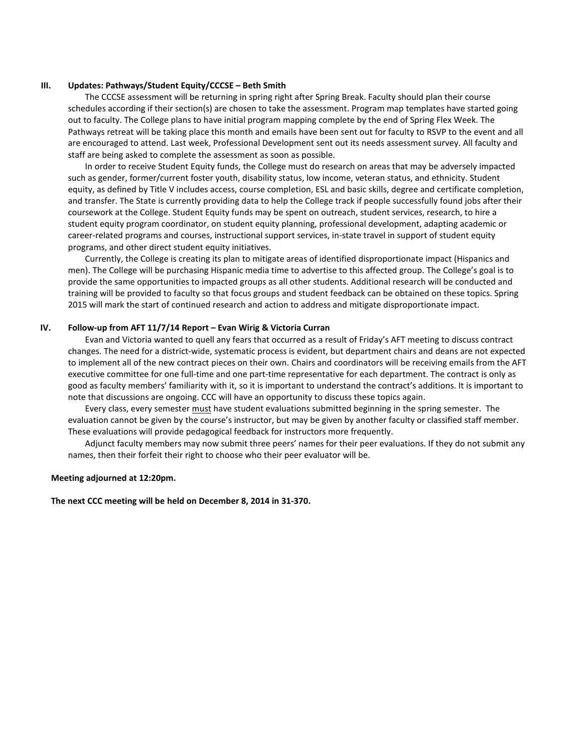## III. Updates: Pathways/Student Equity/CCCSE – Beth Smith

The CCCSE assessment will be returning in spring right after Spring Break. Faculty should plan their course schedules according if their section(s) are chosen to take the assessment. Program map templates have started going out to faculty. The College plans to have initial program mapping complete by the end of Spring Flex Week. The Pathways retreat will be taking place this month and emails have been sent out for faculty to RSVP to the event and all are encouraged to attend. Last week, Professional Development sent out its needs assessment survey. All faculty and staff are being asked to complete the assessment as soon as possible.

In order to receive Student Equity funds, the College must do research on areas that may be adversely impacted such as gender, former/current foster youth, disability status, low income, veteran status, and ethnicity. Student equity, as defined by Title V includes access, course completion, ESL and basic skills, degree and certificate completion, and transfer. The State is currently providing data to help the College track if people successfully found jobs after their coursework at the College. Student Equity funds may be spent on outreach, student services, research, to hire a student equity program coordinator, on student equity planning, professional development, adapting academic or career-related programs and courses, instructional support services, in-state travel in support of student equity programs, and other direct student equity initiatives.

Currently, the College is creating its plan to mitigate areas of identified disproportionate impact (Hispanics and men). The College will be purchasing Hispanic media time to advertise to this affected group. The College's goal is to provide the same opportunities to impacted groups as all other students. Additional research will be conducted and training will be provided to faculty so that focus groups and student feedback can be obtained on these topics. Spring 2015 will mark the start of continued research and action to address and mitigate disproportionate impact.

## IV. Follow-up from AFT 11/7/14 Report – Evan Wirig & Victoria Curran

Evan and Victoria wanted to quell any fears that occurred as a result of Friday's AFT meeting to discuss contract changes. The need for a district-wide, systematic process is evident, but department chairs and deans are not expected to implement all of the new contract pieces on their own. Chairs and coordinators will be receiving emails from the AFT executive committee for one full-time and one part-time representative for each department. The contract is only as good as faculty members' familiarity with it, so it is important to understand the contract's additions. It is important to note that discussions are ongoing. CCC will have an opportunity to discuss these topics again.

Every class, every semester <u>must</u> have student evaluations submitted beginning in the spring semester. The evaluation cannot be given by the course's instructor, but may be given by another faculty or classified staff member. These evaluations will provide pedagogical feedback for instructors more frequently.

Adjunct faculty members may now submit three peers' names for their peer evaluations. If they do not submit any names, then their forfeit their right to choose who their peer evaluator will be.

**Meeting adjourned at 12:20pm.**

**The next CCC meeting will be held on December 8, 2014 in 31-370.**